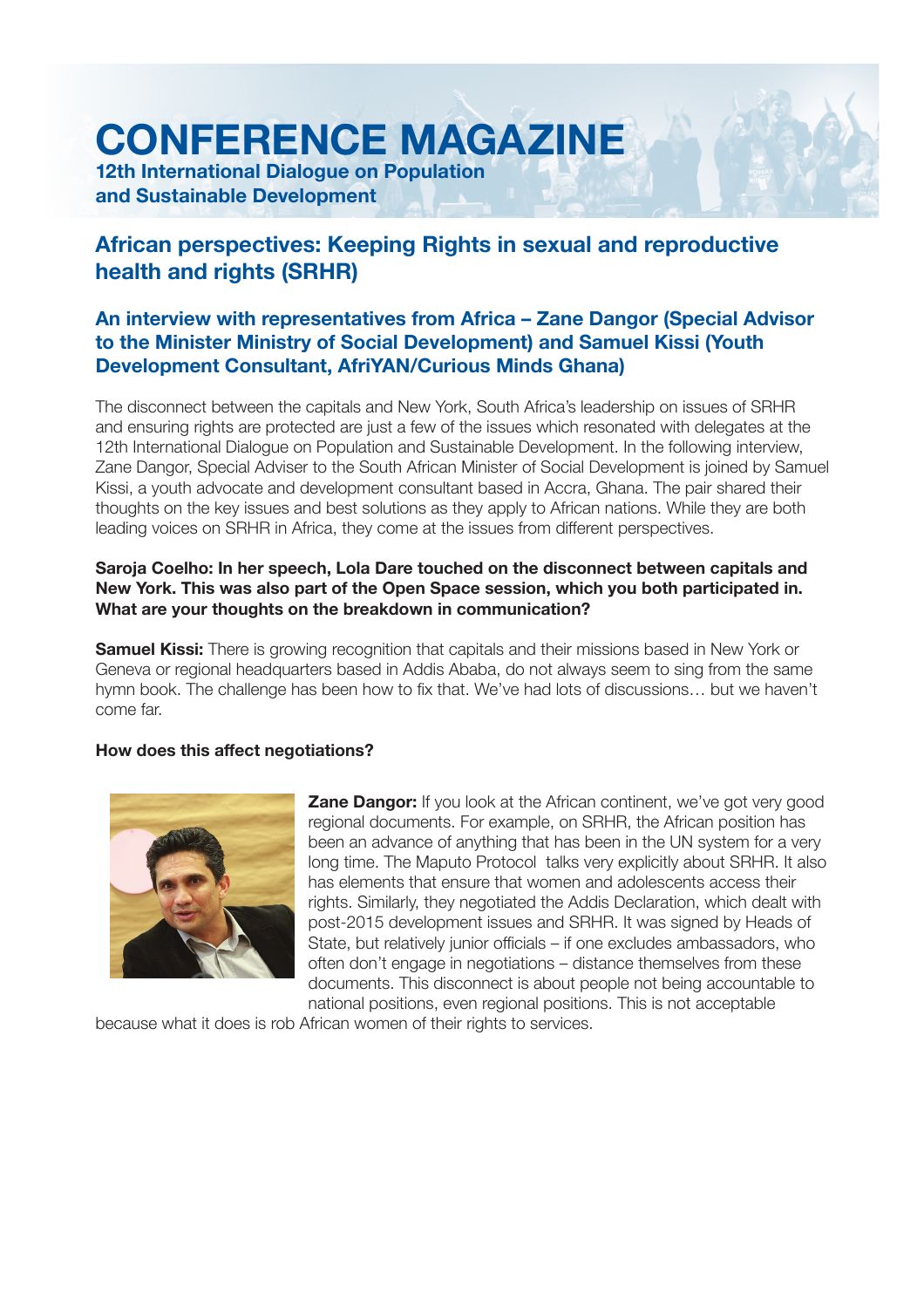# CONFERENCE MAGAZINE

**12th International Dialogue on Population and Sustainable Development**

## African perspectives: Keeping Rights in sexual and reproductive health and rights (SRHR)

### An interview with representatives from Africa – Zane Dangor (Special Advisor to the Minister Ministry of Social Development) and Samuel Kissi (Youth Development Consultant, AfriYAN/Curious Minds Ghana)

The disconnect between the capitals and New York, South Africa's leadership on issues of SRHR and ensuring rights are protected are just a few of the issues which resonated with delegates at the 12th International Dialogue on Population and Sustainable Development. In the following interview, Zane Dangor, Special Adviser to the South African Minister of Social Development is joined by Samuel Kissi, a youth advocate and development consultant based in Accra, Ghana. The pair shared their thoughts on the key issues and best solutions as they apply to African nations. While they are both leading voices on SRHR in Africa, they come at the issues from different perspectives.

**Saroja Coelho: In her speech, Lola Dare touched on the disconnect between capitals and New York. This was also part of the Open Space session, which you both participated in. What are your thoughts on the breakdown in communication?**

**Samuel Kissi:** There is growing recognition that capitals and their missions based in New York or Geneva or regional headquarters based in Addis Ababa, do not always seem to sing from the same hymn book. The challenge has been how to fix that. We've had lots of discussions… but we haven't come far.

**How does this affect negotiations?**

**Zane Dangor:** If you look at the African continent, we've got very good regional documents. For example, on SRHR, the African position has been an advance of anything that has been in the UN system for a very long time. The Maputo Protocol talks very explicitly about SRHR. It also has elements that ensure that women and adolescents access their rights. Similarly, they negotiated the Addis Declaration, which dealt with post-2015 development issues and SRHR. It was signed by Heads of State, but relatively junior officials – if one excludes ambassadors, who often don't engage in negotiations – distance themselves from these documents. This disconnect is about people not being accountable to national positions, even regional positions. This is not acceptable because what it does is rob African women of their rights to services.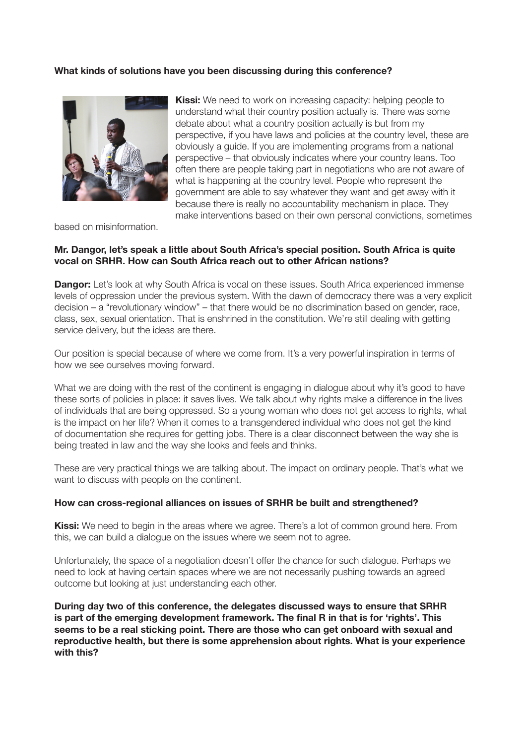**What kinds of solutions have you been discussing during this conference?**

**Kissi:** We need to work on increasing capacity: helping people to understand what their country position actually is. There was some debate about what a country position actually is but from my perspective, if you have laws and policies at the country level, these are obviously a guide. If you are implementing programs from a national perspective – that obviously indicates where your country leans. Too often there are people taking part in negotiations who are not aware of what is happening at the country level. People who represent the government are able to say whatever they want and get away with it because there is really no accountability mechanism in place. They make interventions based on their own personal convictions, sometimes based on misinformation.

**Mr. Dangor, let's speak a little about South Africa's special position. South Africa is quite vocal on SRHR. How can South Africa reach out to other African nations?**

**Dangor:** Let's look at why South Africa is vocal on these issues. South Africa experienced immense levels of oppression under the previous system. With the dawn of democracy there was a very explicit decision – a "revolutionary window" – that there would be no discrimination based on gender, race, class, sex, sexual orientation. That is enshrined in the constitution. We're still dealing with getting service delivery, but the ideas are there.

Our position is special because of where we come from. It's a very powerful inspiration in terms of how we see ourselves moving forward.

What we are doing with the rest of the continent is engaging in dialogue about why it's good to have these sorts of policies in place: it saves lives. We talk about why rights make a difference in the lives of individuals that are being oppressed. So a young woman who does not get access to rights, what is the impact on her life? When it comes to a transgendered individual who does not get the kind of documentation she requires for getting jobs. There is a clear disconnect between the way she is being treated in law and the way she looks and feels and thinks.

These are very practical things we are talking about. The impact on ordinary people. That's what we want to discuss with people on the continent.

**How can cross-regional alliances on issues of SRHR be built and strengthened?**

**Kissi:** We need to begin in the areas where we agree. There's a lot of common ground here. From this, we can build a dialogue on the issues where we seem not to agree.

Unfortunately, the space of a negotiation doesn't offer the chance for such dialogue. Perhaps we need to look at having certain spaces where we are not necessarily pushing towards an agreed outcome but looking at just understanding each other.

**During day two of this conference, the delegates discussed ways to ensure that SRHR is part of the emerging development framework. The final R in that is for 'rights'. This seems to be a real sticking point. There are those who can get onboard with sexual and reproductive health, but there is some apprehension about rights. What is your experience with this?**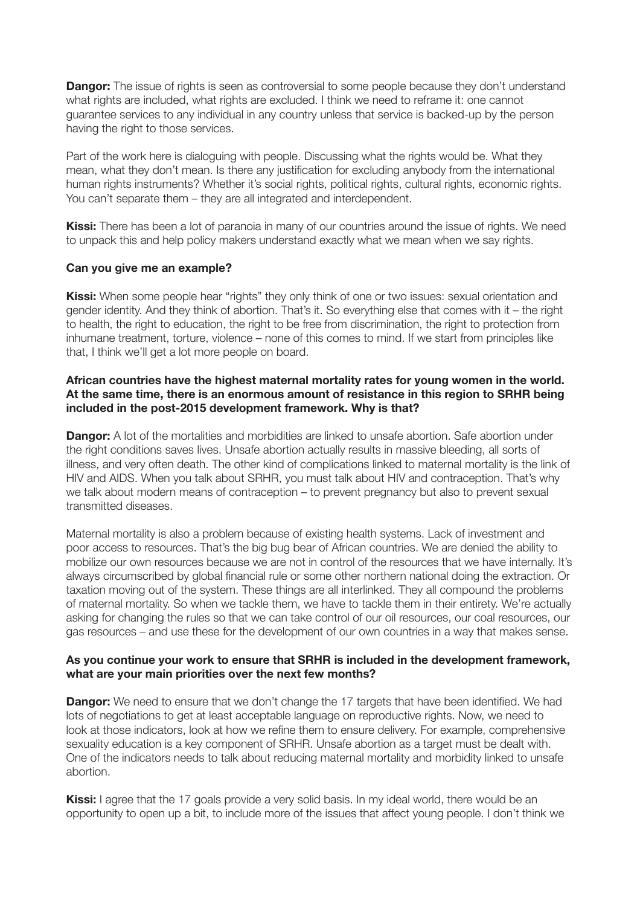**Dangor:** The issue of rights is seen as controversial to some people because they don't understand what rights are included, what rights are excluded. I think we need to reframe it: one cannot guarantee services to any individual in any country unless that service is backed-up by the person having the right to those services.

Part of the work here is dialoguing with people. Discussing what the rights would be. What they mean, what they don't mean. Is there any justification for excluding anybody from the international human rights instruments? Whether it's social rights, political rights, cultural rights, economic rights. You can't separate them – they are all integrated and interdependent.

**Kissi:** There has been a lot of paranoia in many of our countries around the issue of rights. We need to unpack this and help policy makers understand exactly what we mean when we say rights.

**Can you give me an example?**

**Kissi:** When some people hear "rights" they only think of one or two issues: sexual orientation and gender identity. And they think of abortion. That's it. So everything else that comes with it – the right to health, the right to education, the right to be free from discrimination, the right to protection from inhumane treatment, torture, violence – none of this comes to mind. If we start from principles like that, I think we'll get a lot more people on board.

**African countries have the highest maternal mortality rates for young women in the world. At the same time, there is an enormous amount of resistance in this region to SRHR being included in the post-2015 development framework. Why is that?**

**Dangor:** A lot of the mortalities and morbidities are linked to unsafe abortion. Safe abortion under the right conditions saves lives. Unsafe abortion actually results in massive bleeding, all sorts of illness, and very often death. The other kind of complications linked to maternal mortality is the link of HIV and AIDS. When you talk about SRHR, you must talk about HIV and contraception. That's why we talk about modern means of contraception – to prevent pregnancy but also to prevent sexual transmitted diseases.

Maternal mortality is also a problem because of existing health systems. Lack of investment and poor access to resources. That's the big bug bear of African countries. We are denied the ability to mobilize our own resources because we are not in control of the resources that we have internally. It's always circumscribed by global financial rule or some other northern national doing the extraction. Or taxation moving out of the system. These things are all interlinked. They all compound the problems of maternal mortality. So when we tackle them, we have to tackle them in their entirety. We're actually asking for changing the rules so that we can take control of our oil resources, our coal resources, our gas resources – and use these for the development of our own countries in a way that makes sense.

**As you continue your work to ensure that SRHR is included in the development framework, what are your main priorities over the next few months?**

**Dangor:** We need to ensure that we don't change the 17 targets that have been identified. We had lots of negotiations to get at least acceptable language on reproductive rights. Now, we need to look at those indicators, look at how we refine them to ensure delivery. For example, comprehensive sexuality education is a key component of SRHR. Unsafe abortion as a target must be dealt with. One of the indicators needs to talk about reducing maternal mortality and morbidity linked to unsafe abortion.

**Kissi:** I agree that the 17 goals provide a very solid basis. In my ideal world, there would be an opportunity to open up a bit, to include more of the issues that affect young people. I don't think we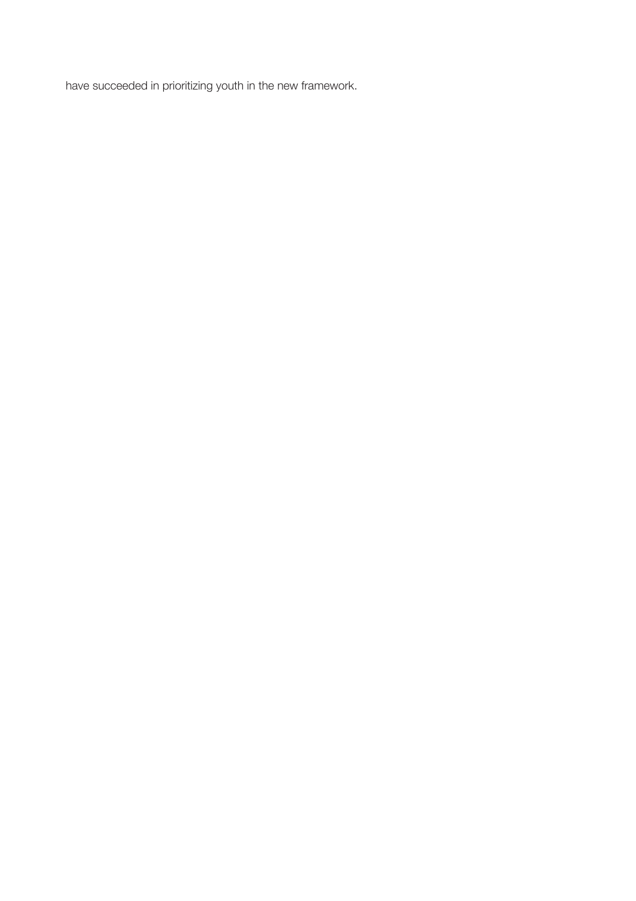have succeeded in prioritizing youth in the new framework.